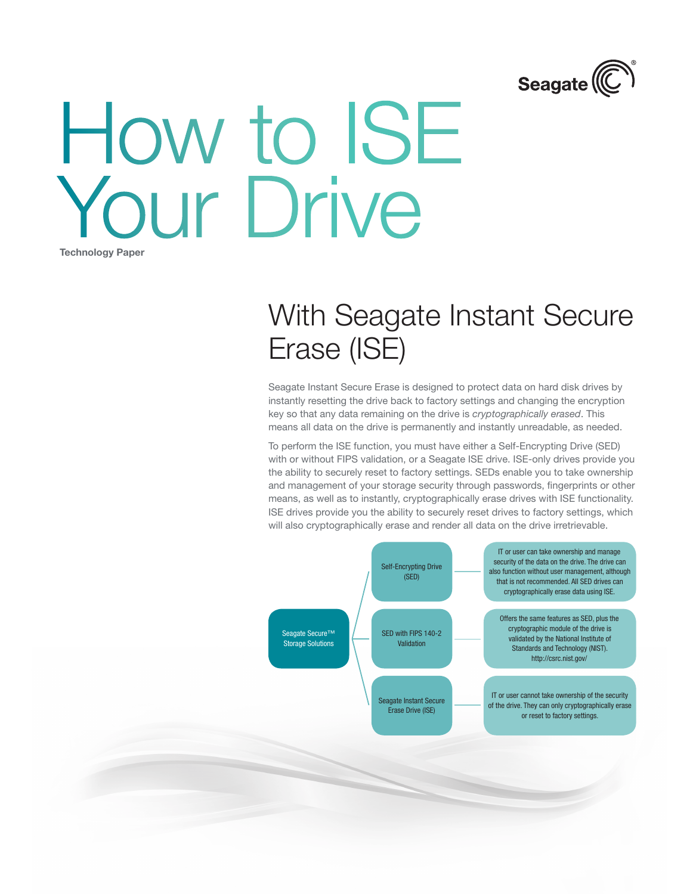# How to ISE Your Drive

Technology Paper

## With Seagate Instant Secure Erase (ISE)

Seagate Instant Secure Erase is designed to protect data on hard disk drives by instantly resetting the drive back to factory settings and changing the encryption key so that any data remaining on the drive is *cryptographically erased*. This means all data on the drive is permanently and instantly unreadable, as needed.

To perform the ISE function, you must have either a Self-Encrypting Drive (SED) with or without FIPS validation, or a Seagate ISE drive. ISE-only drives provide you the ability to securely reset to factory settings. SEDs enable you to take ownership and management of your storage security through passwords, fingerprints or other means, as well as to instantly, cryptographically erase drives with ISE functionality. ISE drives provide you the ability to securely reset drives to factory settings, which will also cryptographically erase and render all data on the drive irretrievable.

Seagate Secure™ Storage Solutions

- **Self-Encrypting Drive (SED)**: IT or user can take ownership and manage security of the data on the drive. The drive can also function without user management, although that is not recommended. All SED drives can cryptographically erase data using ISE.
- **SED with FIPS 140-2 Validation**: Offers the same features as SED, plus the cryptographic module of the drive is validated by the National Institute of Standards and Technology (NIST). http://csrc.nist.gov/
- **Seagate Instant Secure Erase Drive (ISE)**: IT or user cannot take ownership of the security of the drive. They can only cryptographically erase or reset to factory settings.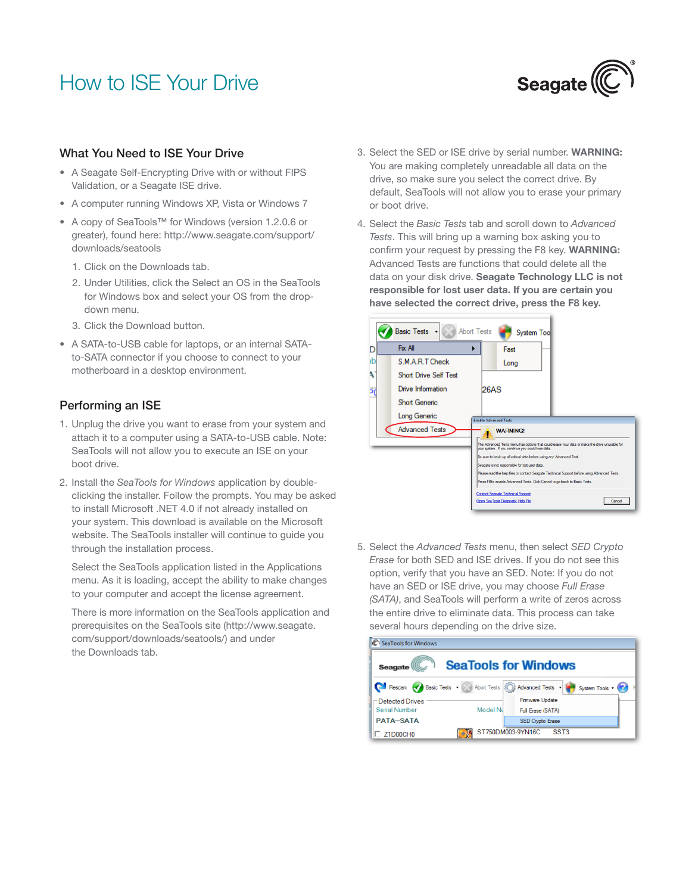# How to ISE Your Drive

## What You Need to ISE Your Drive

- A Seagate Self-Encrypting Drive with or without FIPS Validation, or a Seagate ISE drive.
- A computer running Windows XP, Vista or Windows 7
- A copy of SeaTools™ for Windows (version 1.2.0.6 or greater), found here: http://www.seagate.com/support/downloads/seatools
  1. Click on the Downloads tab.
  2. Under Utilities, click the Select an OS in the SeaTools for Windows box and select your OS from the drop-down menu.
  3. Click the Download button.
- A SATA-to-USB cable for laptops, or an internal SATA-to-SATA connector if you choose to connect to your motherboard in a desktop environment.

## Performing an ISE

1. Unplug the drive you want to erase from your system and attach it to a computer using a SATA-to-USB cable. Note: SeaTools will not allow you to execute an ISE on your boot drive.
2. Install the *SeaTools for Windows* application by double-clicking the installer. Follow the prompts. You may be asked to install Microsoft .NET 4.0 if not already installed on your system. This download is available on the Microsoft website. The SeaTools installer will continue to guide you through the installation process.

   Select the SeaTools application listed in the Applications menu. As it is loading, accept the ability to make changes to your computer and accept the license agreement.

   There is more information on the SeaTools application and prerequisites on the SeaTools site (http://www.seagate.com/support/downloads/seatools/) and under the Downloads tab.
3. Select the SED or ISE drive by serial number. **WARNING:** You are making completely unreadable all data on the drive, so make sure you select the correct drive. By default, SeaTools will not allow you to erase your primary or boot drive.
4. Select the *Basic Tests* tab and scroll down to *Advanced Tests*. This will bring up a warning box asking you to confirm your request by pressing the F8 key. **WARNING:** Advanced Tests are functions that could delete all the data on your disk drive. **Seagate Technology LLC is not responsible for lost user data. If you are certain you have selected the correct drive, press the F8 key.**
5. Select the *Advanced Tests* menu, then select *SED Crypto Erase* for both SED and ISE drives. If you do not see this option, verify that you have an SED. Note: If you do not have an SED or ISE drive, you may choose *Full Erase (SATA)*, and SeaTools will perform a write of zeros across the entire drive to eliminate data. This process can take several hours depending on the drive size.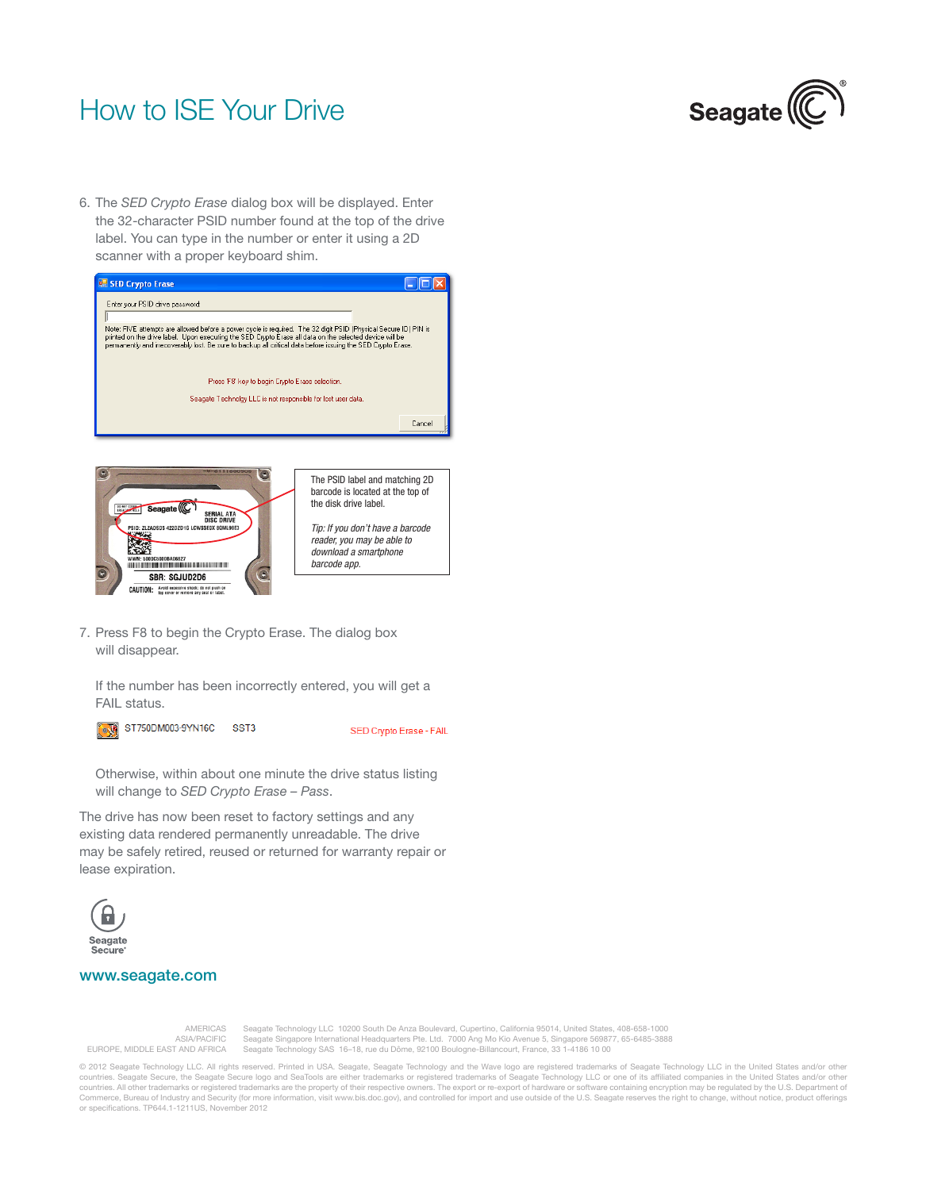# How to ISE Your Drive

6. The *SED Crypto Erase* dialog box will be displayed. Enter the 32-character PSID number found at the top of the drive label. You can type in the number or enter it using a 2D scanner with a proper keyboard shim.

The PSID label and matching 2D barcode is located at the top of the disk drive label.

*Tip: If you don't have a barcode reader, you may be able to download a smartphone barcode app.*

7. Press F8 to begin the Crypto Erase. The dialog box will disappear.

   If the number has been incorrectly entered, you will get a FAIL status.

   Otherwise, within about one minute the drive status listing will change to *SED Crypto Erase – Pass*.

The drive has now been reset to factory settings and any existing data rendered permanently unreadable. The drive may be safely retired, reused or returned for warranty repair or lease expiration.

Seagate Secure®

**www.seagate.com**

AMERICAS Seagate Technology LLC 10200 South De Anza Boulevard, Cupertino, California 95014, United States, 408-658-1000
ASIA/PACIFIC Seagate Singapore International Headquarters Pte. Ltd. 7000 Ang Mo Kio Avenue 5, Singapore 569877, 65-6485-3888
EUROPE, MIDDLE EAST AND AFRICA Seagate Technology SAS 16–18, rue du Dôme, 92100 Boulogne-Billancourt, France, 33 1-4186 10 00

© 2012 Seagate Technology LLC. All rights reserved. Printed in USA. Seagate, Seagate Technology and the Wave logo are registered trademarks of Seagate Technology LLC in the United States and/or other countries. Seagate Secure, the Seagate Secure logo and SeaTools are either trademarks or registered trademarks of Seagate Technology LLC or one of its affiliated companies in the United States and/or other countries. All other trademarks or registered trademarks are the property of their respective owners. The export or re-export of hardware or software containing encryption may be regulated by the U.S. Department of Commerce, Bureau of Industry and Security (for more information, visit www.bis.doc.gov), and controlled for import and use outside of the U.S. Seagate reserves the right to change, without notice, product offerings or specifications. TP644.1-1211US, November 2012